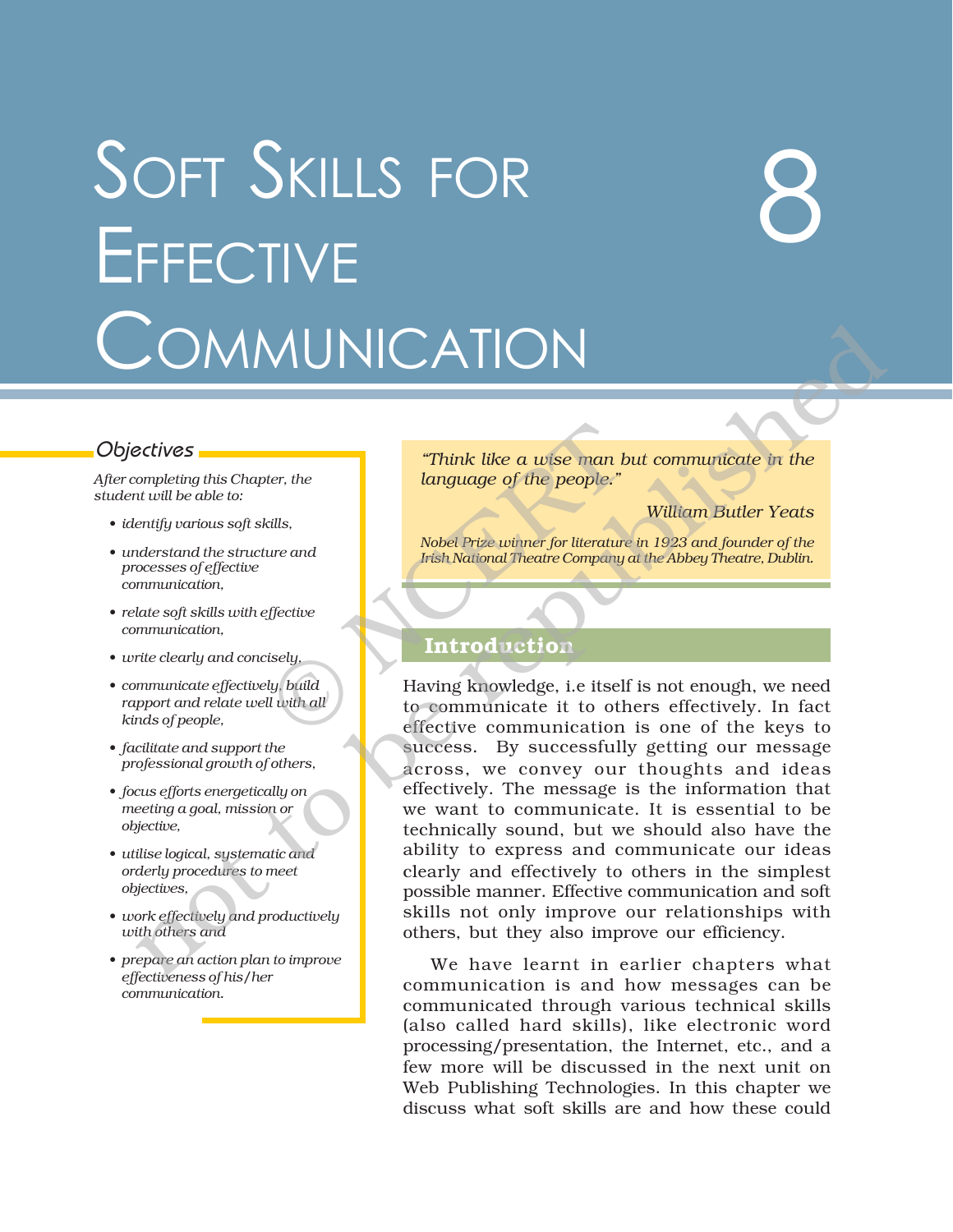# Soft Skills for Effective Communication

## 8

### *Objectives*

*After completing this Chapter, the student will be able to:*

- *identify various soft skills,*
- *understand the structure and processes of effective communication,*
- *relate soft skills with effective communication,*
- *write clearly and concisely,*
- *communicate effectively, build rapport and relate well with all kinds of people,*
- *facilitate and support the professional growth of others,*
- *focus efforts energetically on meeting a goal, mission or objective,*
- *utilise logical, systematic and orderly procedures to meet objectives,*
- *work effectively and productively with others and*
- *prepare an action plan to improve effectiveness of his/her communication.*

> *"Think like a wise man but communicate in the language of the people."*
>
> *William Butler Yeats*
>
> *Nobel Prize winner for literature in 1923 and founder of the Irish National Theatre Company at the Abbey Theatre, Dublin.*

## Introduction

Having knowledge, i.e itself is not enough, we need to communicate it to others effectively. In fact effective communication is one of the keys to success. By successfully getting our message across, we convey our thoughts and ideas effectively. The message is the information that we want to communicate. It is essential to be technically sound, but we should also have the ability to express and communicate our ideas clearly and effectively to others in the simplest possible manner. Effective communication and soft skills not only improve our relationships with others, but they also improve our efficiency.

We have learnt in earlier chapters what communication is and how messages can be communicated through various technical skills (also called hard skills), like electronic word processing/presentation, the Internet, etc., and a few more will be discussed in the next unit on Web Publishing Technologies. In this chapter we discuss what soft skills are and how these could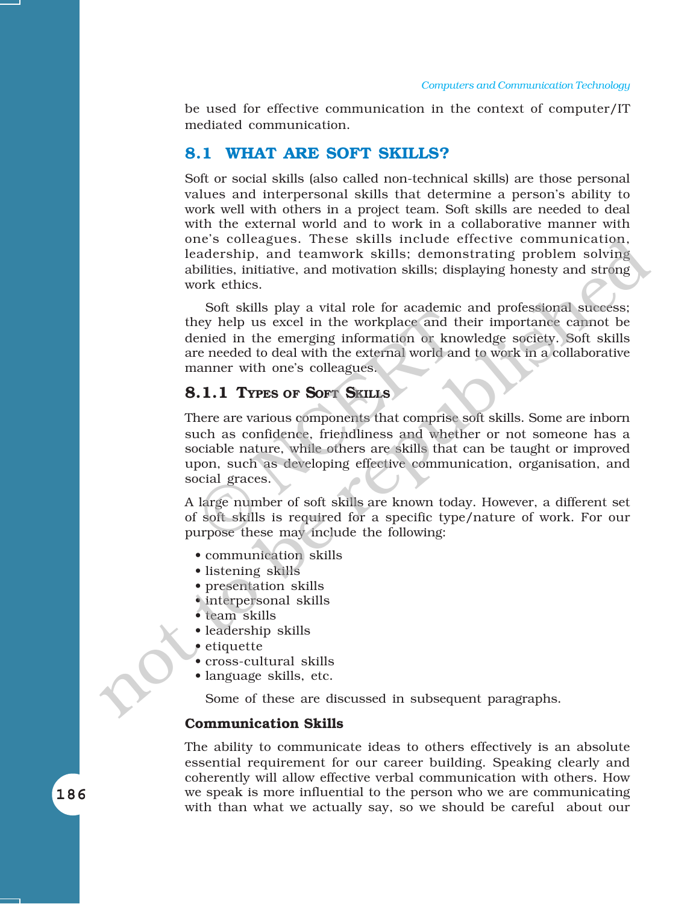be used for effective communication in the context of computer/IT mediated communication.

## 8.1 WHAT ARE SOFT SKILLS?

Soft or social skills (also called non-technical skills) are those personal values and interpersonal skills that determine a person's ability to work well with others in a project team. Soft skills are needed to deal with the external world and to work in a collaborative manner with one's colleagues. These skills include effective communication, leadership, and teamwork skills; demonstrating problem solving abilities, initiative, and motivation skills; displaying honesty and strong work ethics.

Soft skills play a vital role for academic and professional success; they help us excel in the workplace and their importance cannot be denied in the emerging information or knowledge society. Soft skills are needed to deal with the external world and to work in a collaborative manner with one's colleagues.

### 8.1.1 Types of Soft Skills

There are various components that comprise soft skills. Some are inborn such as confidence, friendliness and whether or not someone has a sociable nature, while others are skills that can be taught or improved upon, such as developing effective communication, organisation, and social graces.

A large number of soft skills are known today. However, a different set of soft skills is required for a specific type/nature of work. For our purpose these may include the following:

- communication skills
- listening skills
- presentation skills
- interpersonal skills
- team skills
- leadership skills
- etiquette
- cross-cultural skills
- language skills, etc.

Some of these are discussed in subsequent paragraphs.

**Communication Skills**

The ability to communicate ideas to others effectively is an absolute essential requirement for our career building. Speaking clearly and coherently will allow effective verbal communication with others. How we speak is more influential to the person who we are communicating with than what we actually say, so we should be careful about our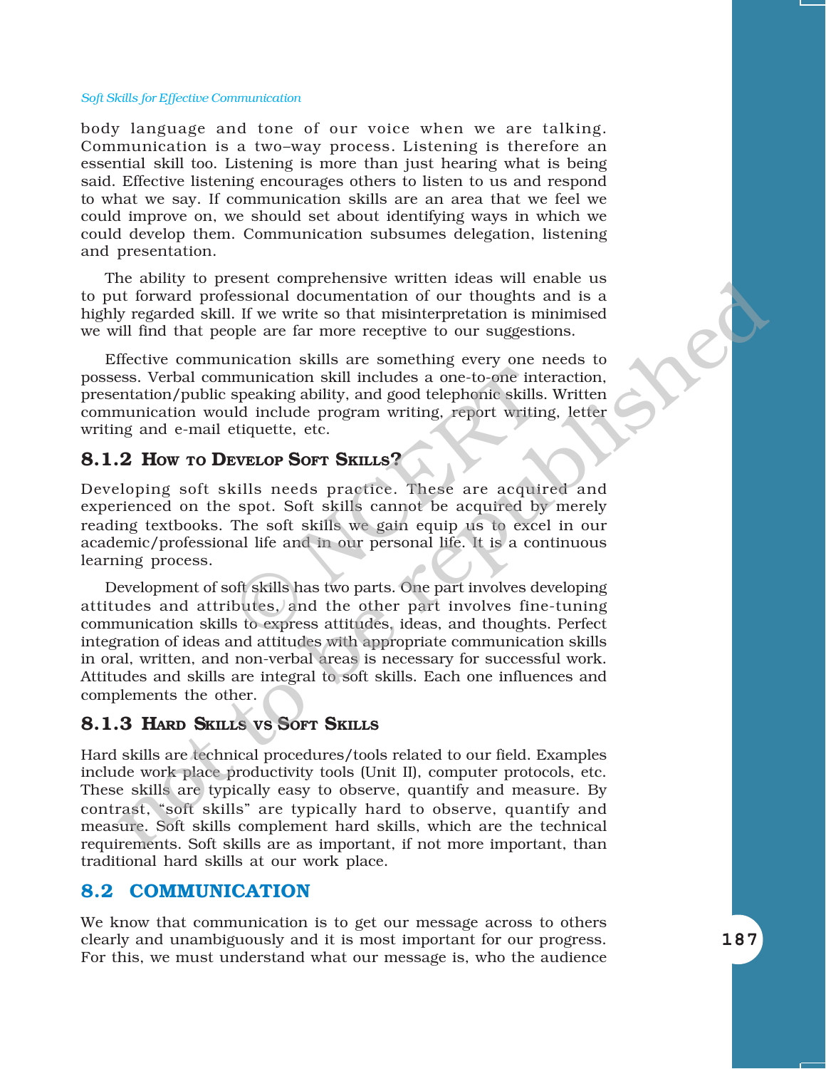body language and tone of our voice when we are talking. Communication is a two–way process. Listening is therefore an essential skill too. Listening is more than just hearing what is being said. Effective listening encourages others to listen to us and respond to what we say. If communication skills are an area that we feel we could improve on, we should set about identifying ways in which we could develop them. Communication subsumes delegation, listening and presentation.

The ability to present comprehensive written ideas will enable us to put forward professional documentation of our thoughts and is a highly regarded skill. If we write so that misinterpretation is minimised we will find that people are far more receptive to our suggestions.

Effective communication skills are something every one needs to possess. Verbal communication skill includes a one-to-one interaction, presentation/public speaking ability, and good telephonic skills. Written communication would include program writing, report writing, letter writing and e-mail etiquette, etc.

### 8.1.2 How to Develop Soft Skills?

Developing soft skills needs practice. These are acquired and experienced on the spot. Soft skills cannot be acquired by merely reading textbooks. The soft skills we gain equip us to excel in our academic/professional life and in our personal life. It is a continuous learning process.

Development of soft skills has two parts. One part involves developing attitudes and attributes, and the other part involves fine-tuning communication skills to express attitudes, ideas, and thoughts. Perfect integration of ideas and attitudes with appropriate communication skills in oral, written, and non-verbal areas is necessary for successful work. Attitudes and skills are integral to soft skills. Each one influences and complements the other.

### 8.1.3 Hard Skills vs Soft Skills

Hard skills are technical procedures/tools related to our field. Examples include work place productivity tools (Unit II), computer protocols, etc. These skills are typically easy to observe, quantify and measure. By contrast, "soft skills" are typically hard to observe, quantify and measure. Soft skills complement hard skills, which are the technical requirements. Soft skills are as important, if not more important, than traditional hard skills at our work place.

## 8.2 COMMUNICATION

We know that communication is to get our message across to others clearly and unambiguously and it is most important for our progress. For this, we must understand what our message is, who the audience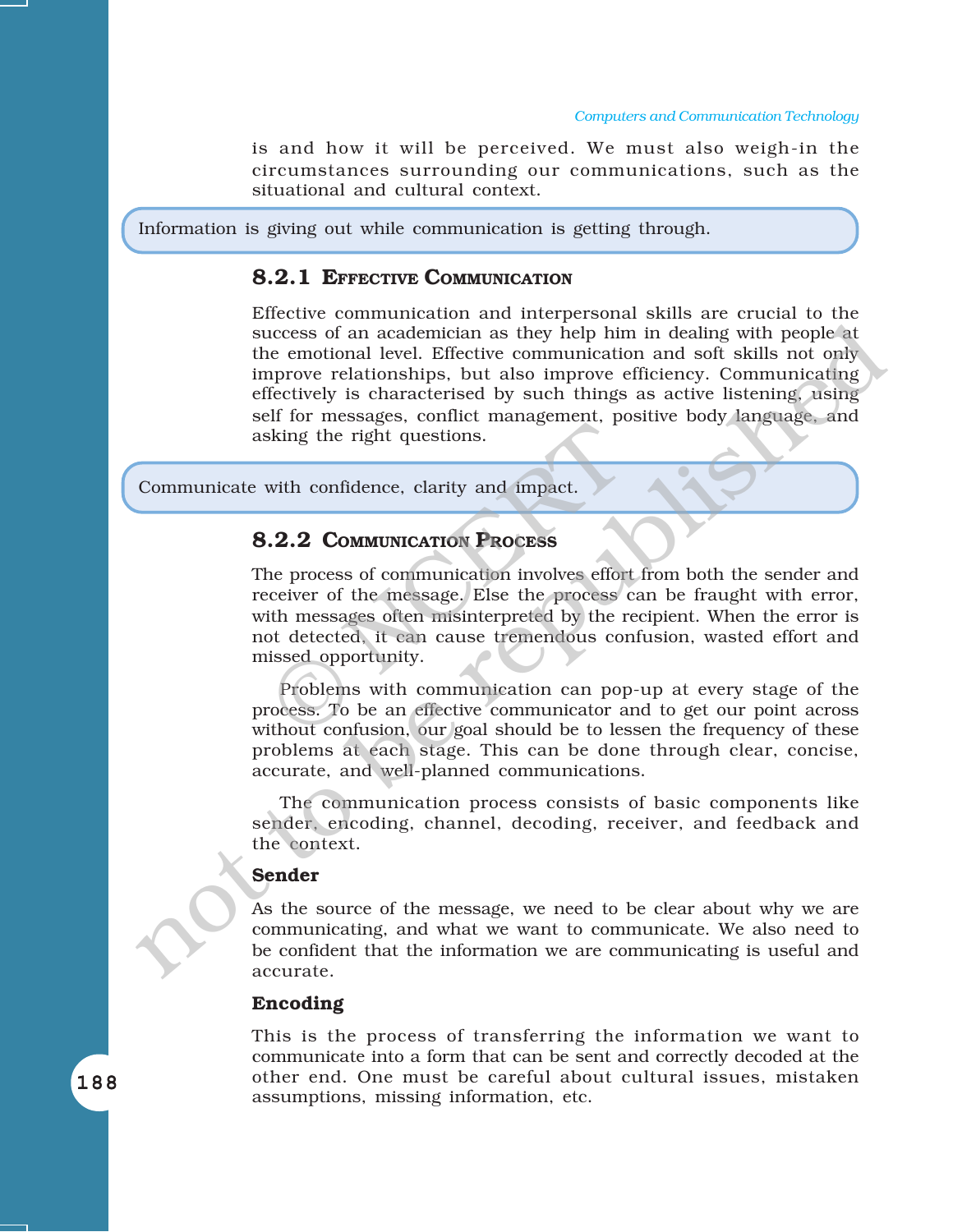is and how it will be perceived. We must also weigh-in the circumstances surrounding our communications, such as the situational and cultural context.

> Information is giving out while communication is getting through.

### 8.2.1 Effective Communication

Effective communication and interpersonal skills are crucial to the success of an academician as they help him in dealing with people at the emotional level. Effective communication and soft skills not only improve relationships, but also improve efficiency. Communicating effectively is characterised by such things as active listening, using self for messages, conflict management, positive body language, and asking the right questions.

> Communicate with confidence, clarity and impact.

### 8.2.2 Communication Process

The process of communication involves effort from both the sender and receiver of the message. Else the process can be fraught with error, with messages often misinterpreted by the recipient. When the error is not detected, it can cause tremendous confusion, wasted effort and missed opportunity.

Problems with communication can pop-up at every stage of the process. To be an effective communicator and to get our point across without confusion, our goal should be to lessen the frequency of these problems at each stage. This can be done through clear, concise, accurate, and well-planned communications.

The communication process consists of basic components like sender, encoding, channel, decoding, receiver, and feedback and the context.

**Sender**

As the source of the message, we need to be clear about why we are communicating, and what we want to communicate. We also need to be confident that the information we are communicating is useful and accurate.

**Encoding**

This is the process of transferring the information we want to communicate into a form that can be sent and correctly decoded at the other end. One must be careful about cultural issues, mistaken assumptions, missing information, etc.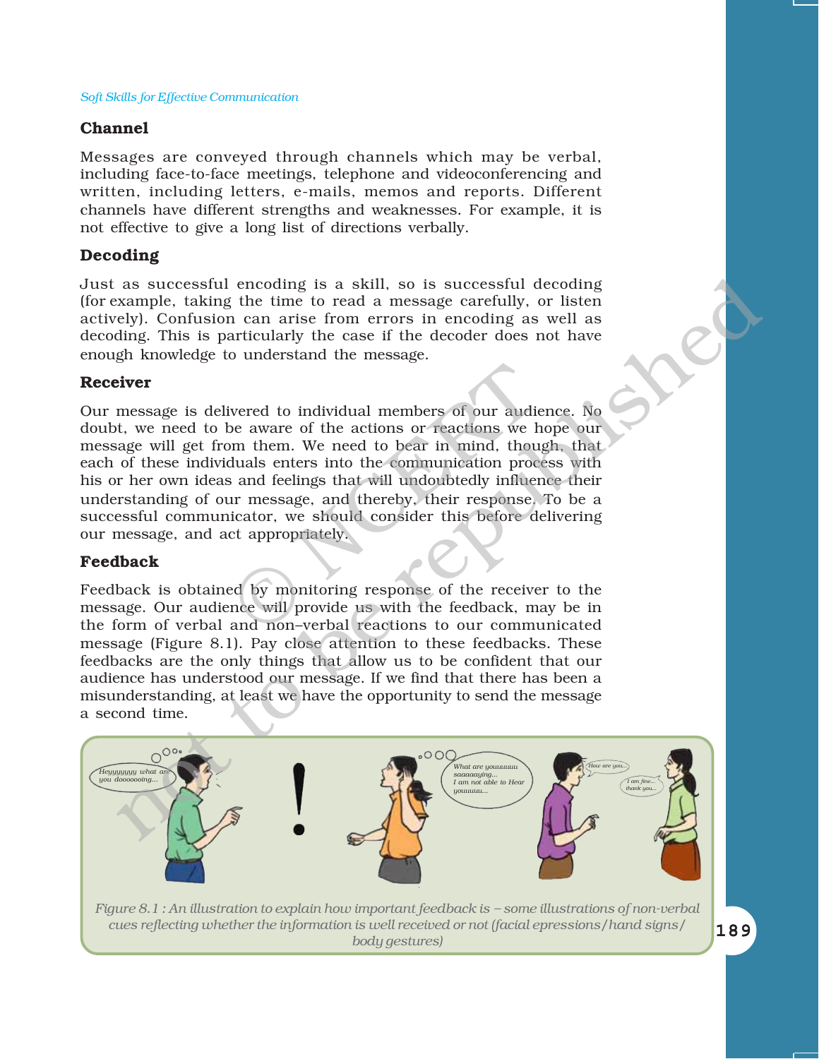### Channel

Messages are conveyed through channels which may be verbal, including face-to-face meetings, telephone and videoconferencing and written, including letters, e-mails, memos and reports. Different channels have different strengths and weaknesses. For example, it is not effective to give a long list of directions verbally.

### Decoding

Just as successful encoding is a skill, so is successful decoding (for example, taking the time to read a message carefully, or listen actively). Confusion can arise from errors in encoding as well as decoding. This is particularly the case if the decoder does not have enough knowledge to understand the message.

### Receiver

Our message is delivered to individual members of our audience. No doubt, we need to be aware of the actions or reactions we hope our message will get from them. We need to bear in mind, though, that each of these individuals enters into the communication process with his or her own ideas and feelings that will undoubtedly influence their understanding of our message, and thereby, their response. To be a successful communicator, we should consider this before delivering our message, and act appropriately.

### Feedback

Feedback is obtained by monitoring response of the receiver to the message. Our audience will provide us with the feedback, may be in the form of verbal and non–verbal reactions to our communicated message (Figure 8.1). Pay close attention to these feedbacks. These feedbacks are the only things that allow us to be confident that our audience has understood our message. If we find that there has been a misunderstanding, at least we have the opportunity to send the message a second time.

*Figure 8.1 : An illustration to explain how important feedback is – some illustrations of non-verbal cues reflecting whether the information is well received or not (facial epressions/hand signs/ body gestures)*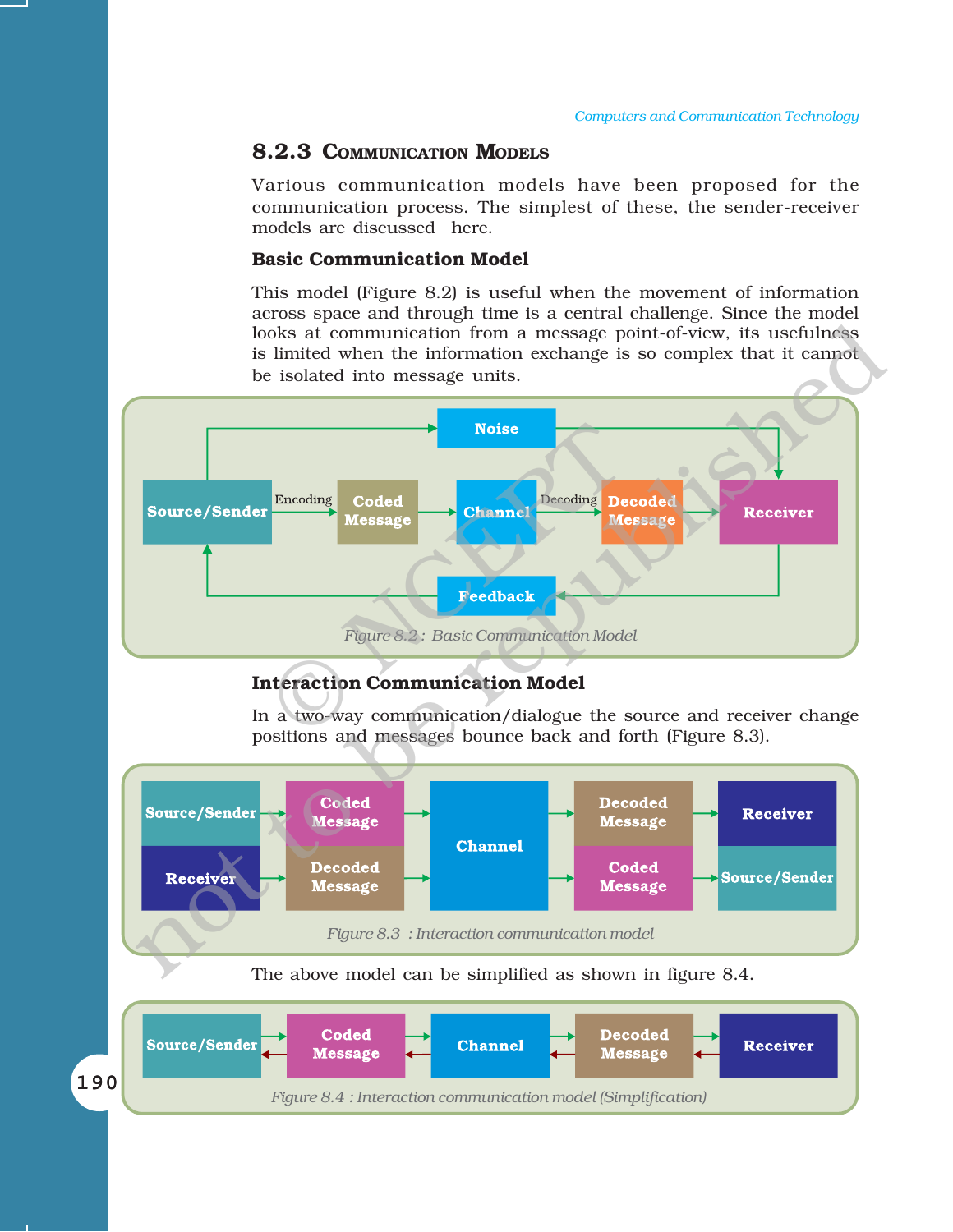### 8.2.3 Communication Models

Various communication models have been proposed for the communication process. The simplest of these, the sender-receiver models are discussed here.

#### Basic Communication Model

This model (Figure 8.2) is useful when the movement of information across space and through time is a central challenge. Since the model looks at communication from a message point-of-view, its usefulness is limited when the information exchange is so complex that it cannot be isolated into message units.

Noise

Source/Sender → Encoding → Coded Message → Channel → Decoding → Decoded Message → Receiver

Feedback

*Figure 8.2 : Basic Communication Model*

#### Interaction Communication Model

In a two-way communication/dialogue the source and receiver change positions and messages bounce back and forth (Figure 8.3).

Source/Sender → Coded Message → Channel → Decoded Message → Receiver

Receiver → Decoded Message → Channel → Coded Message → Source/Sender

*Figure 8.3 : Interaction communication model*

The above model can be simplified as shown in figure 8.4.

Source/Sender ⇄ Coded Message ⇄ Channel ⇄ Decoded Message ⇄ Receiver

*Figure 8.4 : Interaction communication model (Simplification)*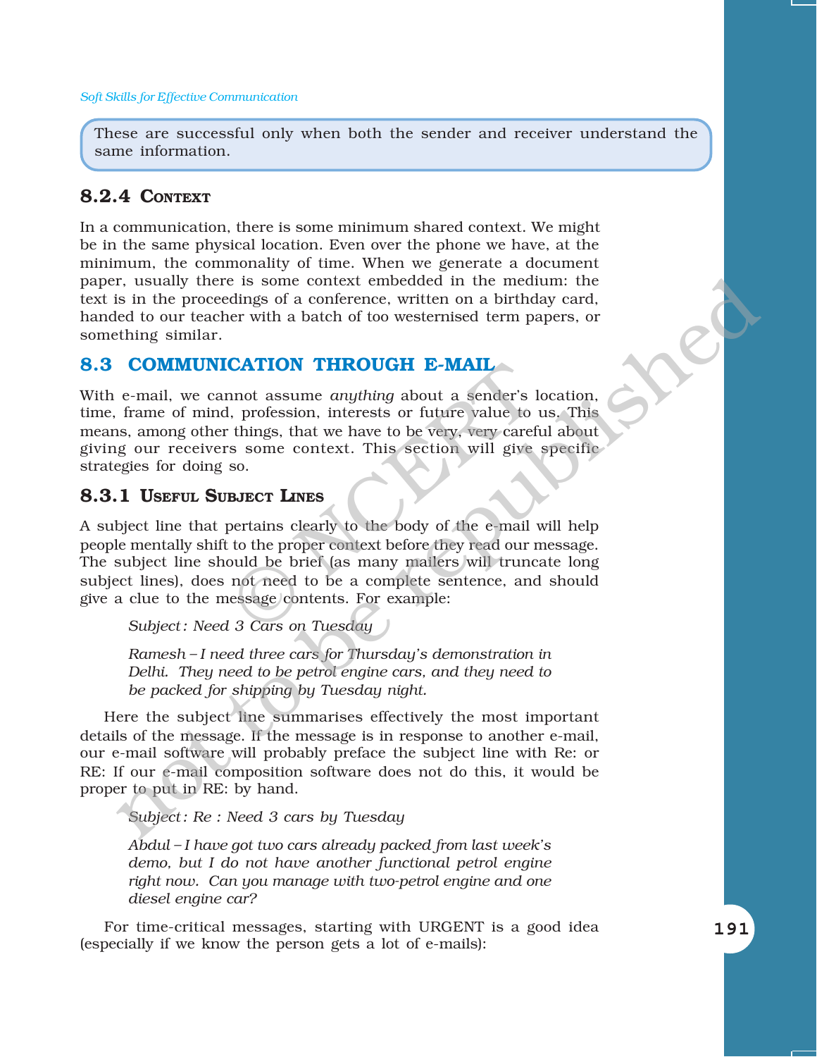These are successful only when both the sender and receiver understand the same information.

### 8.2.4 Context

In a communication, there is some minimum shared context. We might be in the same physical location. Even over the phone we have, at the minimum, the commonality of time. When we generate a document paper, usually there is some context embedded in the medium: the text is in the proceedings of a conference, written on a birthday card, handed to our teacher with a batch of too westernised term papers, or something similar.

## 8.3 COMMUNICATION THROUGH E-MAIL

With e-mail, we cannot assume *anything* about a sender's location, time, frame of mind, profession, interests or future value to us. This means, among other things, that we have to be very, very careful about giving our receivers some context. This section will give specific strategies for doing so.

### 8.3.1 Useful Subject Lines

A subject line that pertains clearly to the body of the e-mail will help people mentally shift to the proper context before they read our message. The subject line should be brief (as many mailers will truncate long subject lines), does not need to be a complete sentence, and should give a clue to the message contents. For example:

> *Subject: Need 3 Cars on Tuesday*
>
> *Ramesh – I need three cars for Thursday's demonstration in Delhi. They need to be petrol engine cars, and they need to be packed for shipping by Tuesday night.*

Here the subject line summarises effectively the most important details of the message. If the message is in response to another e-mail, our e-mail software will probably preface the subject line with Re: or RE: If our e-mail composition software does not do this, it would be proper to put in RE: by hand.

> *Subject: Re : Need 3 cars by Tuesday*
>
> *Abdul – I have got two cars already packed from last week's demo, but I do not have another functional petrol engine right now. Can you manage with two-petrol engine and one diesel engine car?*

For time-critical messages, starting with URGENT is a good idea (especially if we know the person gets a lot of e-mails):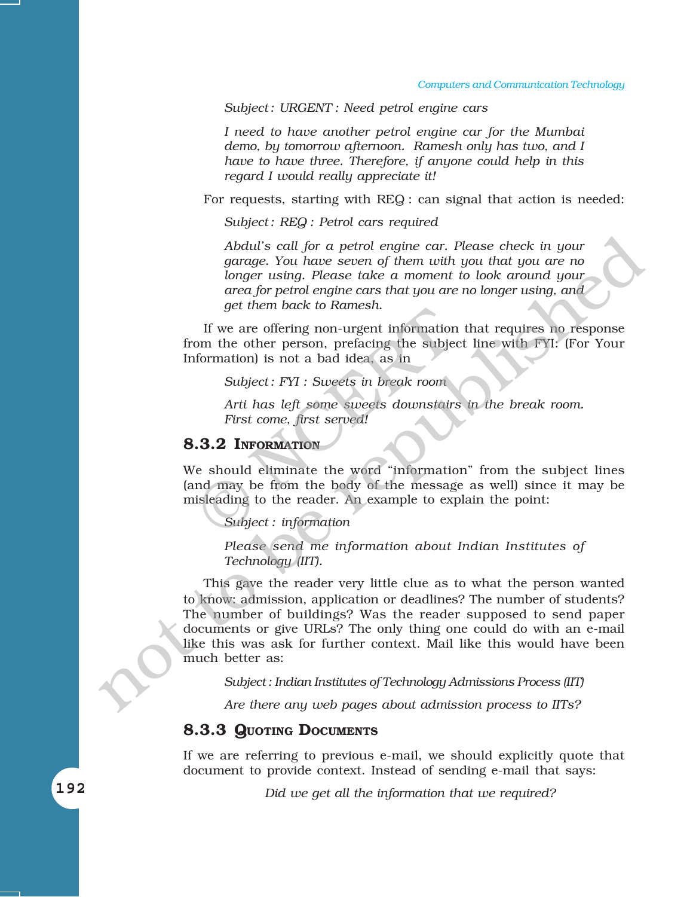*Subject : URGENT : Need petrol engine cars*

*I need to have another petrol engine car for the Mumbai demo, by tomorrow afternoon. Ramesh only has two, and I have to have three. Therefore, if anyone could help in this regard I would really appreciate it!*

For requests, starting with REQ : can signal that action is needed:

*Subject : REQ : Petrol cars required*

*Abdul's call for a petrol engine car. Please check in your garage. You have seven of them with you that you are no longer using. Please take a moment to look around your area for petrol engine cars that you are no longer using, and get them back to Ramesh.*

If we are offering non-urgent information that requires no response from the other person, prefacing the subject line with FYI: (For Your Information) is not a bad idea, as in

*Subject : FYI : Sweets in break room*

*Arti has left some sweets downstairs in the break room. First come, first served!*

### 8.3.2 Information

We should eliminate the word "information" from the subject lines (and may be from the body of the message as well) since it may be misleading to the reader. An example to explain the point:

*Subject : information*

*Please send me information about Indian Institutes of Technology (IIT).*

This gave the reader very little clue as to what the person wanted to know: admission, application or deadlines? The number of students? The number of buildings? Was the reader supposed to send paper documents or give URLs? The only thing one could do with an e-mail like this was ask for further context. Mail like this would have been much better as:

*Subject : Indian Institutes of Technology Admissions Process (IIT)*

*Are there any web pages about admission process to IITs?*

### 8.3.3 Quoting Documents

If we are referring to previous e-mail, we should explicitly quote that document to provide context. Instead of sending e-mail that says:

*Did we get all the information that we required?*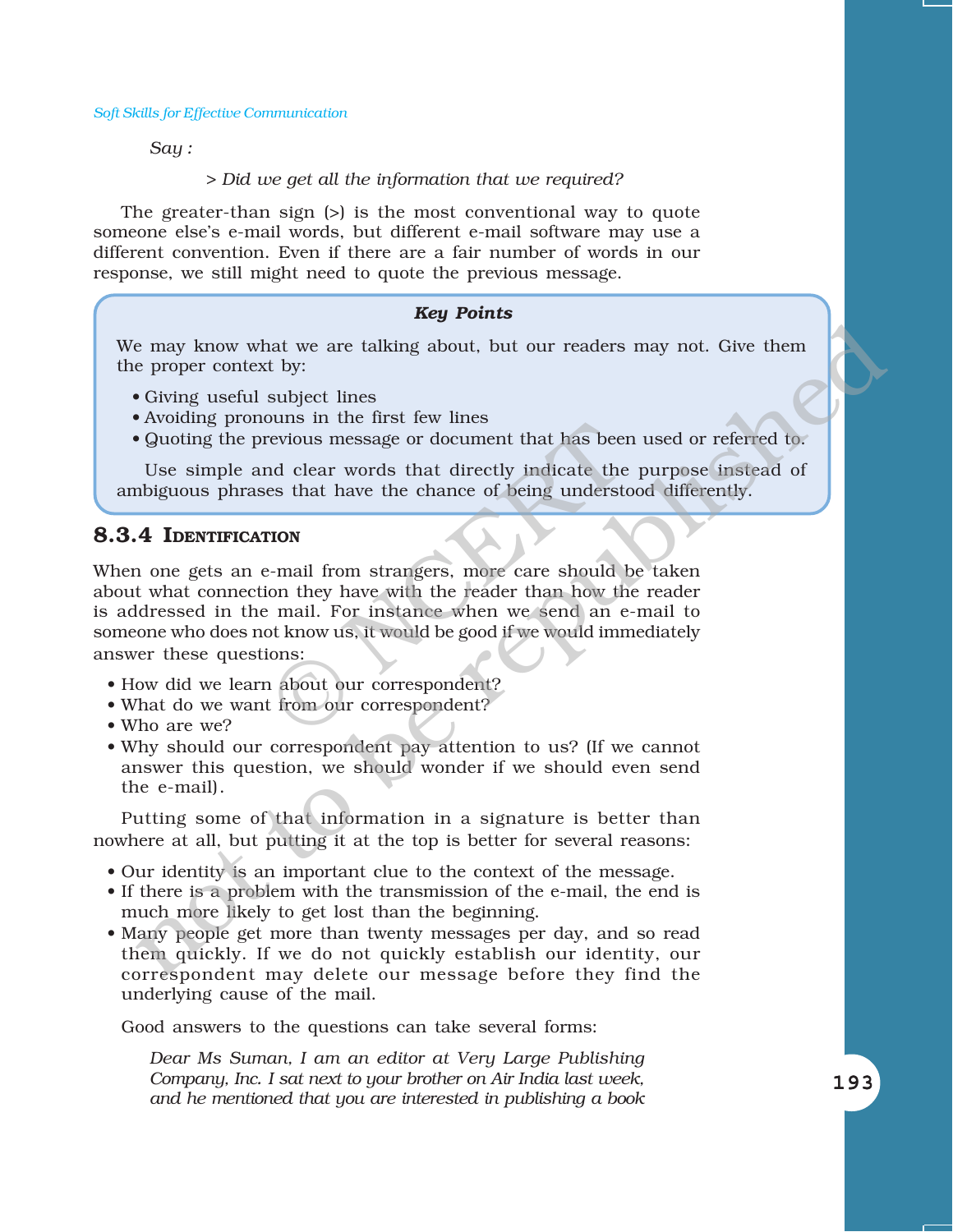*Say :*

> *> Did we get all the information that we required?*

The greater-than sign (>) is the most conventional way to quote someone else's e-mail words, but different e-mail software may use a different convention. Even if there are a fair number of words in our response, we still might need to quote the previous message.

> **Key Points**
>
> We may know what we are talking about, but our readers may not. Give them the proper context by:
>
> - Giving useful subject lines
> - Avoiding pronouns in the first few lines
> - Quoting the previous message or document that has been used or referred to.
>
> Use simple and clear words that directly indicate the purpose instead of ambiguous phrases that have the chance of being understood differently.

### 8.3.4 Identification

When one gets an e-mail from strangers, more care should be taken about what connection they have with the reader than how the reader is addressed in the mail. For instance when we send an e-mail to someone who does not know us, it would be good if we would immediately answer these questions:

- How did we learn about our correspondent?
- What do we want from our correspondent?
- Who are we?
- Why should our correspondent pay attention to us? (If we cannot answer this question, we should wonder if we should even send the e-mail).

Putting some of that information in a signature is better than nowhere at all, but putting it at the top is better for several reasons:

- Our identity is an important clue to the context of the message.
- If there is a problem with the transmission of the e-mail, the end is much more likely to get lost than the beginning.
- Many people get more than twenty messages per day, and so read them quickly. If we do not quickly establish our identity, our correspondent may delete our message before they find the underlying cause of the mail.

Good answers to the questions can take several forms:

*Dear Ms Suman, I am an editor at Very Large Publishing Company, Inc. I sat next to your brother on Air India last week, and he mentioned that you are interested in publishing a book*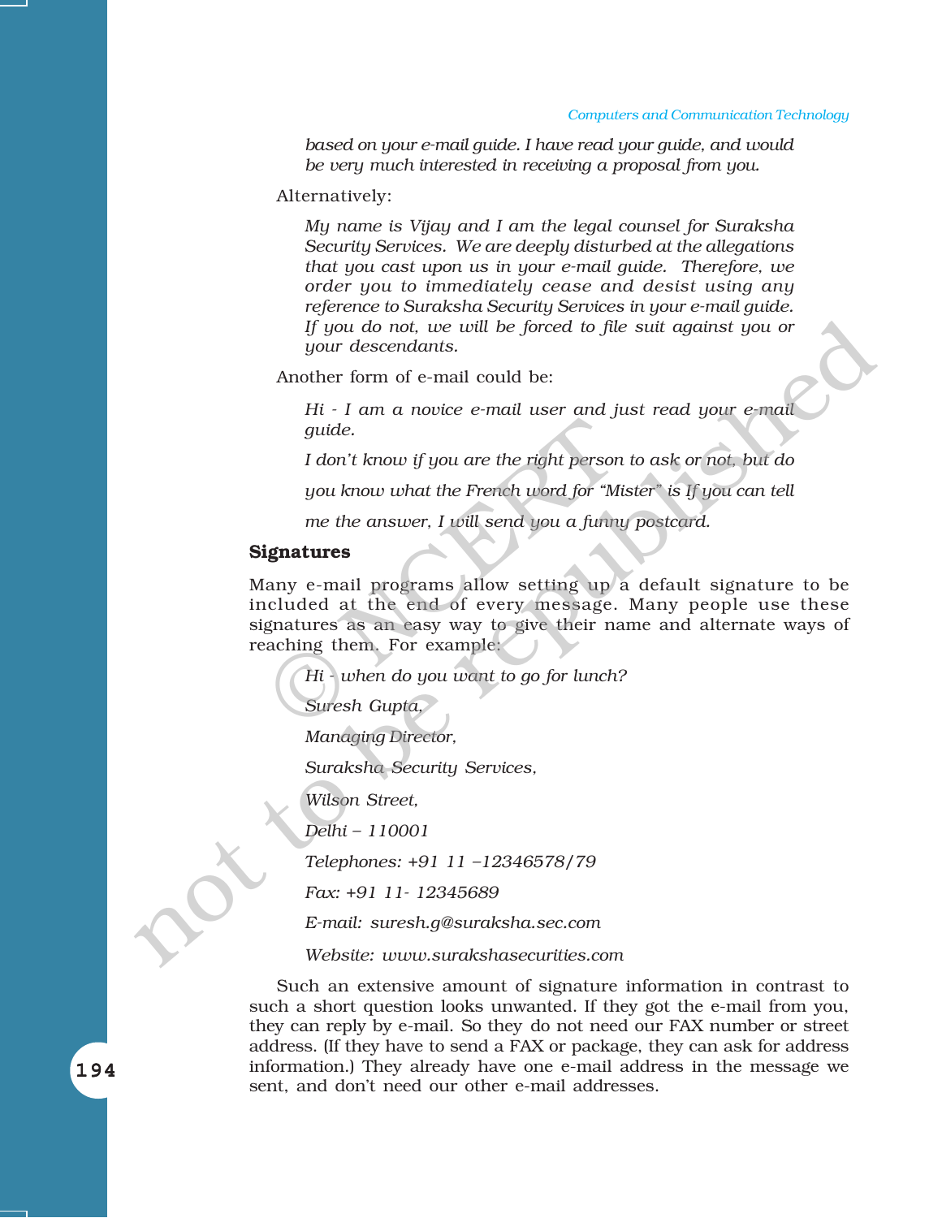*based on your e-mail guide. I have read your guide, and would be very much interested in receiving a proposal from you.*

Alternatively:

*My name is Vijay and I am the legal counsel for Suraksha Security Services. We are deeply disturbed at the allegations that you cast upon us in your e-mail guide. Therefore, we order you to immediately cease and desist using any reference to Suraksha Security Services in your e-mail guide. If you do not, we will be forced to file suit against you or your descendants.*

Another form of e-mail could be:

*Hi - I am a novice e-mail user and just read your e-mail guide.*

*I don't know if you are the right person to ask or not, but do*

*you know what the French word for "Mister" is If you can tell*

*me the answer, I will send you a funny postcard.*

### Signatures

Many e-mail programs allow setting up a default signature to be included at the end of every message. Many people use these signatures as an easy way to give their name and alternate ways of reaching them. For example:

*Hi - when do you want to go for lunch?*

*Suresh Gupta,*

*Managing Director,*

*Suraksha Security Services,*

*Wilson Street,*

*Delhi – 110001*

*Telephones: +91 11 –12346578/79*

*Fax: +91 11- 12345689*

*E-mail: suresh.g@suraksha.sec.com*

*Website: www.surakshasecurities.com*

Such an extensive amount of signature information in contrast to such a short question looks unwanted. If they got the e-mail from you, they can reply by e-mail. So they do not need our FAX number or street address. (If they have to send a FAX or package, they can ask for address information.) They already have one e-mail address in the message we sent, and don't need our other e-mail addresses.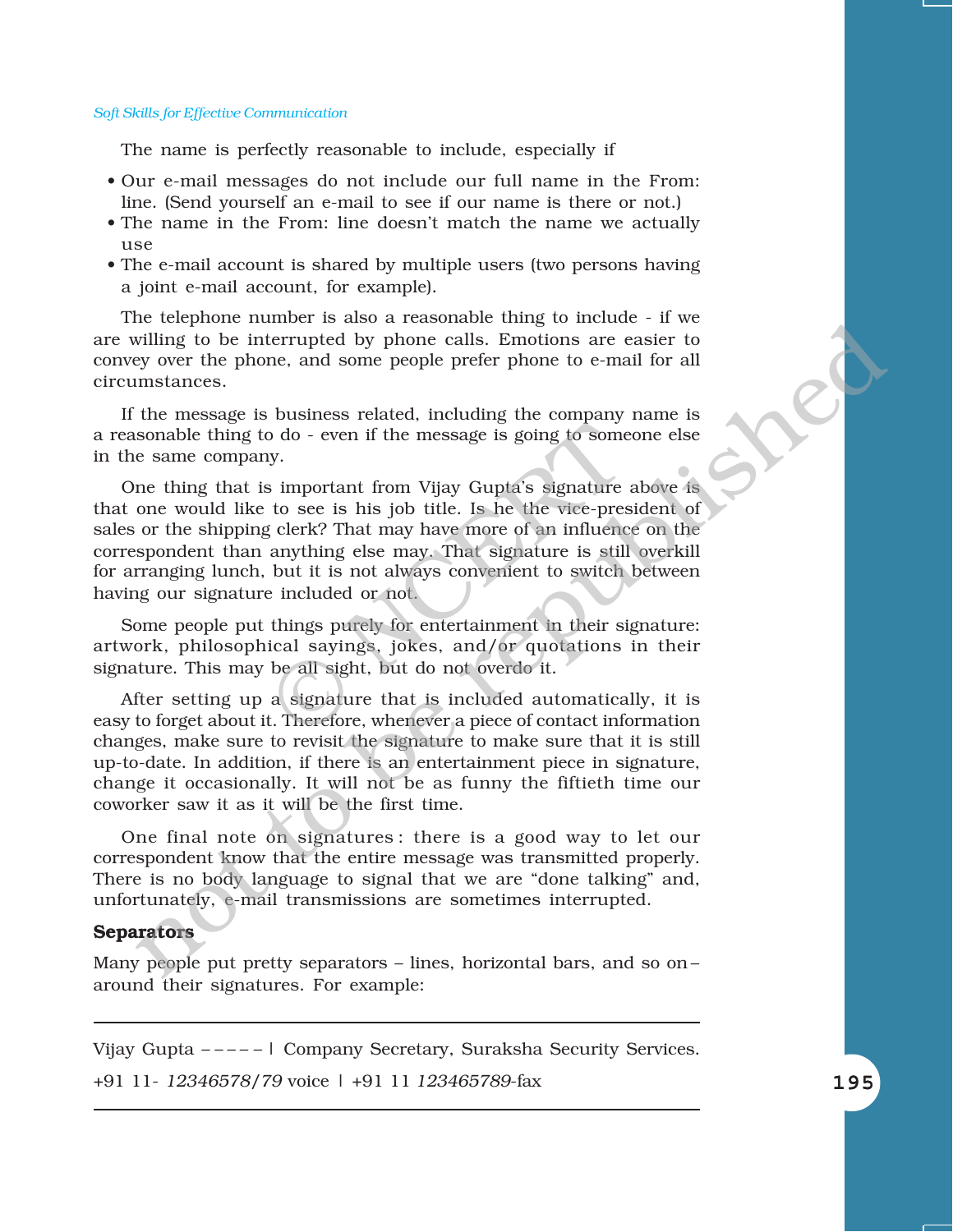The name is perfectly reasonable to include, especially if

- Our e-mail messages do not include our full name in the From: line. (Send yourself an e-mail to see if our name is there or not.)
- The name in the From: line doesn't match the name we actually use
- The e-mail account is shared by multiple users (two persons having a joint e-mail account, for example).

The telephone number is also a reasonable thing to include - if we are willing to be interrupted by phone calls. Emotions are easier to convey over the phone, and some people prefer phone to e-mail for all circumstances.

If the message is business related, including the company name is a reasonable thing to do - even if the message is going to someone else in the same company.

One thing that is important from Vijay Gupta's signature above is that one would like to see is his job title. Is he the vice-president of sales or the shipping clerk? That may have more of an influence on the correspondent than anything else may. That signature is still overkill for arranging lunch, but it is not always convenient to switch between having our signature included or not.

Some people put things purely for entertainment in their signature: artwork, philosophical sayings, jokes, and/or quotations in their signature. This may be all sight, but do not overdo it.

After setting up a signature that is included automatically, it is easy to forget about it. Therefore, whenever a piece of contact information changes, make sure to revisit the signature to make sure that it is still up-to-date. In addition, if there is an entertainment piece in signature, change it occasionally. It will not be as funny the fiftieth time our coworker saw it as it will be the first time.

One final note on signatures: there is a good way to let our correspondent know that the entire message was transmitted properly. There is no body language to signal that we are "done talking" and, unfortunately, e-mail transmissions are sometimes interrupted.

**Separators**

Many people put pretty separators – lines, horizontal bars, and so on – around their signatures. For example:

---

Vijay Gupta ––––– | Company Secretary, Suraksha Security Services.

+91 11- *12346578/79* voice | +91 11 *123465789*-fax

---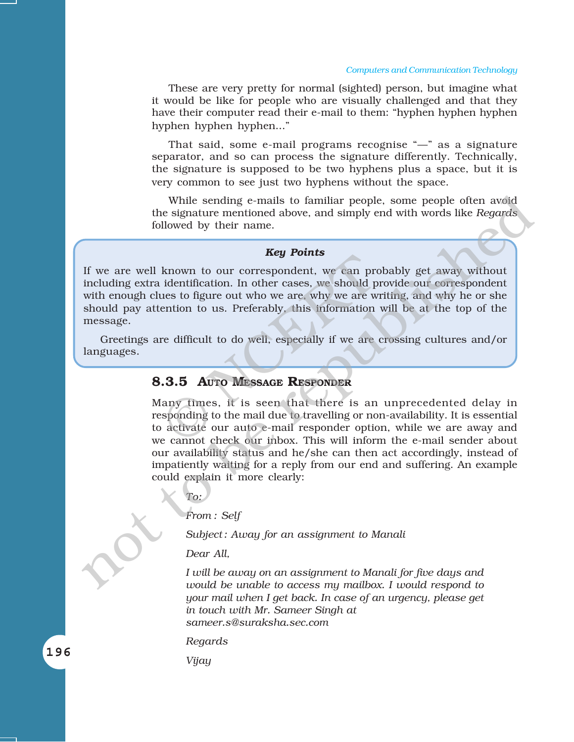These are very pretty for normal (sighted) person, but imagine what it would be like for people who are visually challenged and that they have their computer read their e-mail to them: "hyphen hyphen hyphen hyphen hyphen hyphen..."

That said, some e-mail programs recognise "—" as a signature separator, and so can process the signature differently. Technically, the signature is supposed to be two hyphens plus a space, but it is very common to see just two hyphens without the space.

While sending e-mails to familiar people, some people often avoid the signature mentioned above, and simply end with words like *Regards* followed by their name.

> ***Key Points***
>
> If we are well known to our correspondent, we can probably get away without including extra identification. In other cases, we should provide our correspondent with enough clues to figure out who we are, why we are writing, and why he or she should pay attention to us. Preferably, this information will be at the top of the message.
>
> Greetings are difficult to do well, especially if we are crossing cultures and/or languages.

### 8.3.5 Auto Message Responder

Many times, it is seen that there is an unprecedented delay in responding to the mail due to travelling or non-availability. It is essential to activate our auto e-mail responder option, while we are away and we cannot check our inbox. This will inform the e-mail sender about our availability status and he/she can then act accordingly, instead of impatiently waiting for a reply from our end and suffering. An example could explain it more clearly:

*To:*

*From : Self*

*Subject : Away for an assignment to Manali*

*Dear All,*

*I will be away on an assignment to Manali for five days and would be unable to access my mailbox. I would respond to your mail when I get back. In case of an urgency, please get in touch with Mr. Sameer Singh at sameer.s@suraksha.sec.com*

*Regards*

*Vijay*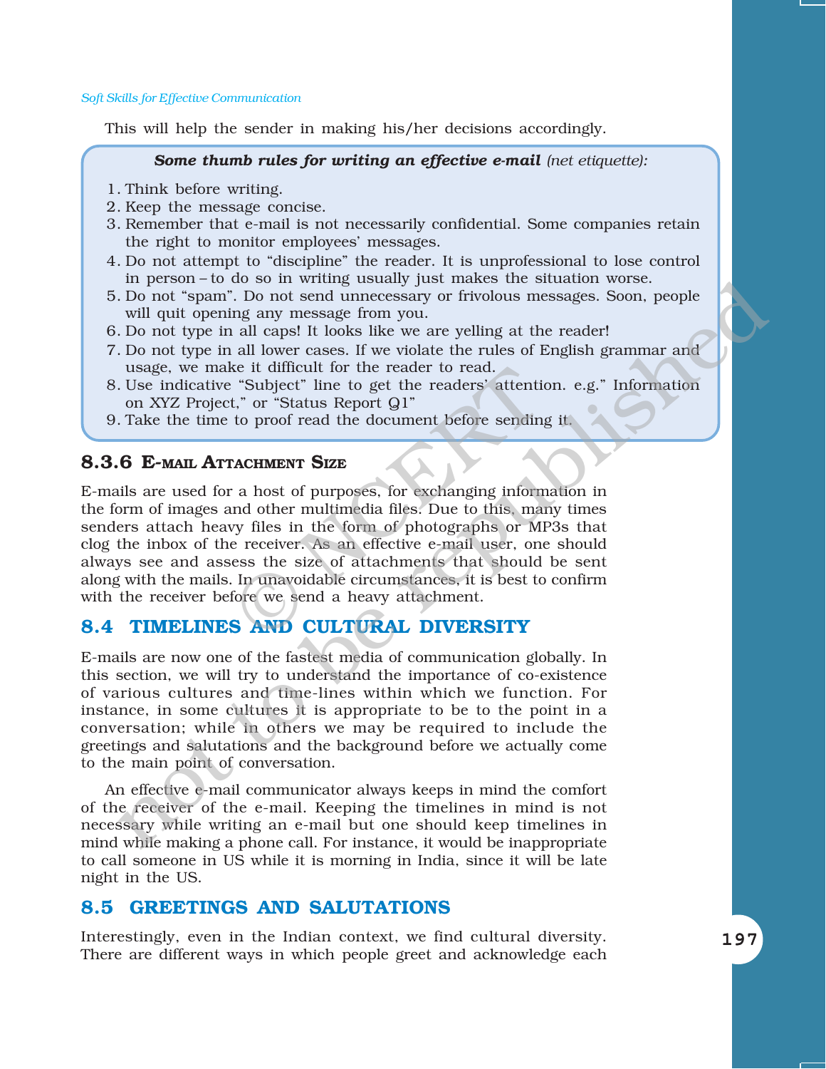This will help the sender in making his/her decisions accordingly.

> ***Some thumb rules for writing an effective e-mail*** *(net etiquette):*
>
> 1. Think before writing.
> 2. Keep the message concise.
> 3. Remember that e-mail is not necessarily confidential. Some companies retain the right to monitor employees' messages.
> 4. Do not attempt to "discipline" the reader. It is unprofessional to lose control in person – to do so in writing usually just makes the situation worse.
> 5. Do not "spam". Do not send unnecessary or frivolous messages. Soon, people will quit opening any message from you.
> 6. Do not type in all caps! It looks like we are yelling at the reader!
> 7. Do not type in all lower cases. If we violate the rules of English grammar and usage, we make it difficult for the reader to read.
> 8. Use indicative "Subject" line to get the readers' attention. e.g." Information on XYZ Project," or "Status Report Q1"
> 9. Take the time to proof read the document before sending it.

### 8.3.6 E-mail Attachment Size

E-mails are used for a host of purposes, for exchanging information in the form of images and other multimedia files. Due to this, many times senders attach heavy files in the form of photographs or MP3s that clog the inbox of the receiver. As an effective e-mail user, one should always see and assess the size of attachments that should be sent along with the mails. In unavoidable circumstances, it is best to confirm with the receiver before we send a heavy attachment.

## 8.4 TIMELINES AND CULTURAL DIVERSITY

E-mails are now one of the fastest media of communication globally. In this section, we will try to understand the importance of co-existence of various cultures and time-lines within which we function. For instance, in some cultures it is appropriate to be to the point in a conversation; while in others we may be required to include the greetings and salutations and the background before we actually come to the main point of conversation.

An effective e-mail communicator always keeps in mind the comfort of the receiver of the e-mail. Keeping the timelines in mind is not necessary while writing an e-mail but one should keep timelines in mind while making a phone call. For instance, it would be inappropriate to call someone in US while it is morning in India, since it will be late night in the US.

## 8.5 GREETINGS AND SALUTATIONS

Interestingly, even in the Indian context, we find cultural diversity. There are different ways in which people greet and acknowledge each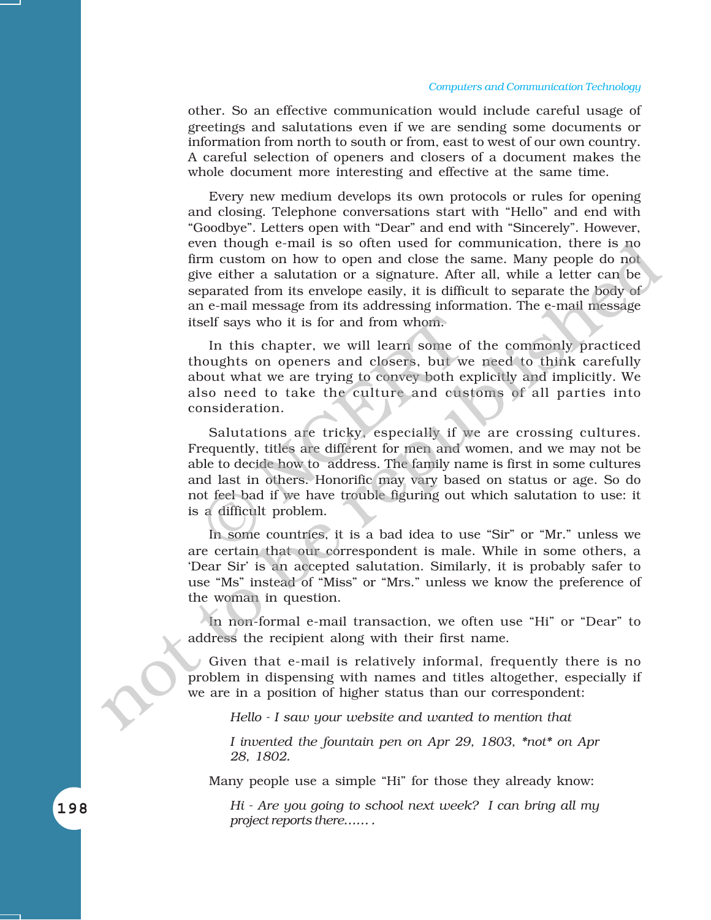other. So an effective communication would include careful usage of greetings and salutations even if we are sending some documents or information from north to south or from, east to west of our own country. A careful selection of openers and closers of a document makes the whole document more interesting and effective at the same time.

Every new medium develops its own protocols or rules for opening and closing. Telephone conversations start with "Hello" and end with "Goodbye". Letters open with "Dear" and end with "Sincerely". However, even though e-mail is so often used for communication, there is no firm custom on how to open and close the same. Many people do not give either a salutation or a signature. After all, while a letter can be separated from its envelope easily, it is difficult to separate the body of an e-mail message from its addressing information. The e-mail message itself says who it is for and from whom.

In this chapter, we will learn some of the commonly practiced thoughts on openers and closers, but we need to think carefully about what we are trying to convey both explicitly and implicitly. We also need to take the culture and customs of all parties into consideration.

Salutations are tricky, especially if we are crossing cultures. Frequently, titles are different for men and women, and we may not be able to decide how to address. The family name is first in some cultures and last in others. Honorific may vary based on status or age. So do not feel bad if we have trouble figuring out which salutation to use: it is a difficult problem.

In some countries, it is a bad idea to use "Sir" or "Mr." unless we are certain that our correspondent is male. While in some others, a 'Dear Sir' is an accepted salutation. Similarly, it is probably safer to use "Ms" instead of "Miss" or "Mrs." unless we know the preference of the woman in question.

In non-formal e-mail transaction, we often use "Hi" or "Dear" to address the recipient along with their first name.

Given that e-mail is relatively informal, frequently there is no problem in dispensing with names and titles altogether, especially if we are in a position of higher status than our correspondent:

> *Hello - I saw your website and wanted to mention that*
>
> *I invented the fountain pen on Apr 29, 1803, \*not\* on Apr 28, 1802.*

Many people use a simple "Hi" for those they already know:

> *Hi - Are you going to school next week? I can bring all my project reports there...... .*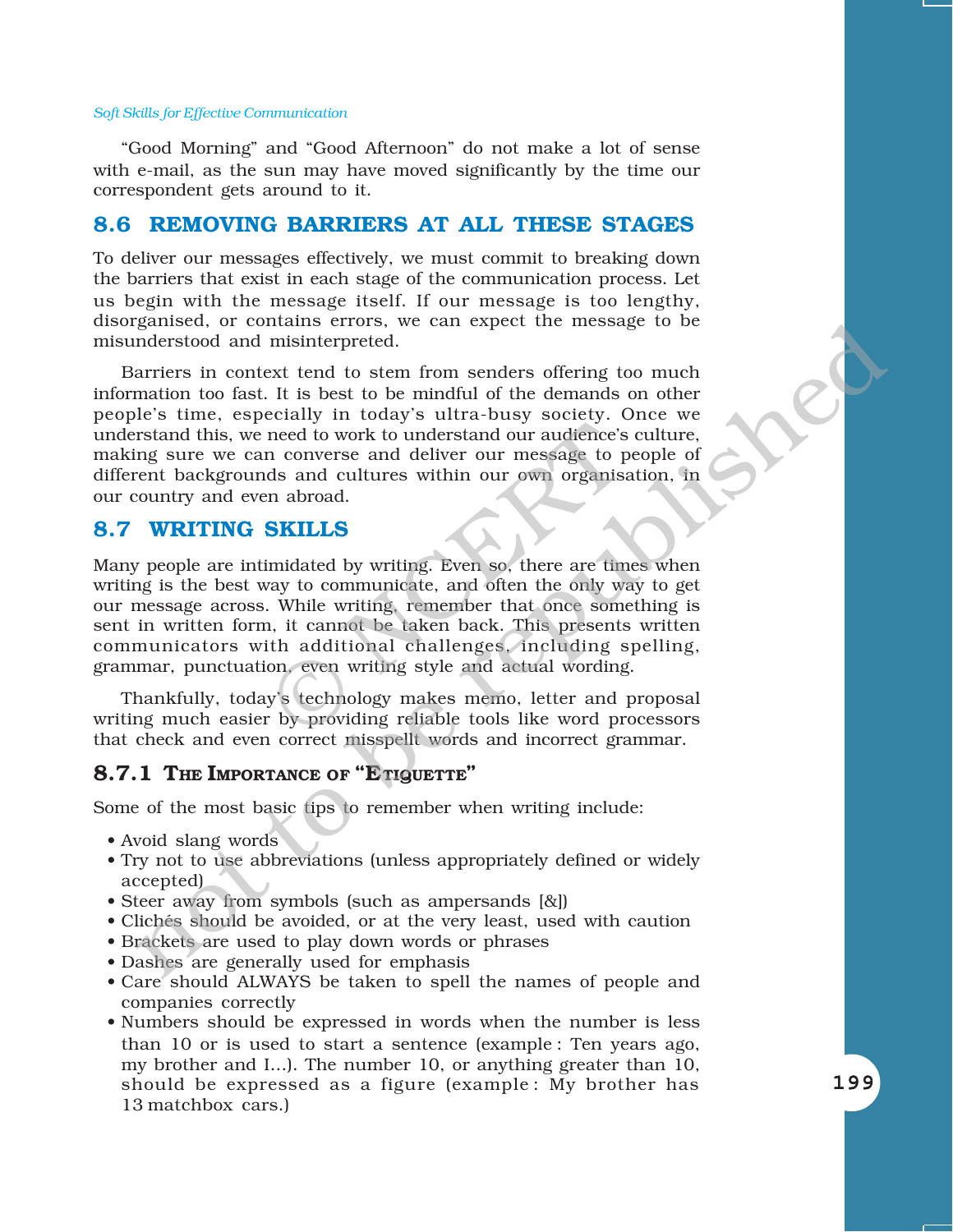"Good Morning" and "Good Afternoon" do not make a lot of sense with e-mail, as the sun may have moved significantly by the time our correspondent gets around to it.

## 8.6 REMOVING BARRIERS AT ALL THESE STAGES

To deliver our messages effectively, we must commit to breaking down the barriers that exist in each stage of the communication process. Let us begin with the message itself. If our message is too lengthy, disorganised, or contains errors, we can expect the message to be misunderstood and misinterpreted.

Barriers in context tend to stem from senders offering too much information too fast. It is best to be mindful of the demands on other people's time, especially in today's ultra-busy society. Once we understand this, we need to work to understand our audience's culture, making sure we can converse and deliver our message to people of different backgrounds and cultures within our own organisation, in our country and even abroad.

## 8.7 WRITING SKILLS

Many people are intimidated by writing. Even so, there are times when writing is the best way to communicate, and often the only way to get our message across. While writing, remember that once something is sent in written form, it cannot be taken back. This presents written communicators with additional challenges, including spelling, grammar, punctuation, even writing style and actual wording.

Thankfully, today's technology makes memo, letter and proposal writing much easier by providing reliable tools like word processors that check and even correct misspellt words and incorrect grammar.

### 8.7.1 The Importance of "Etiquette"

Some of the most basic tips to remember when writing include:

- Avoid slang words
- Try not to use abbreviations (unless appropriately defined or widely accepted)
- Steer away from symbols (such as ampersands [&])
- Clichés should be avoided, or at the very least, used with caution
- Brackets are used to play down words or phrases
- Dashes are generally used for emphasis
- Care should ALWAYS be taken to spell the names of people and companies correctly
- Numbers should be expressed in words when the number is less than 10 or is used to start a sentence (example : Ten years ago, my brother and I...). The number 10, or anything greater than 10, should be expressed as a figure (example : My brother has 13 matchbox cars.)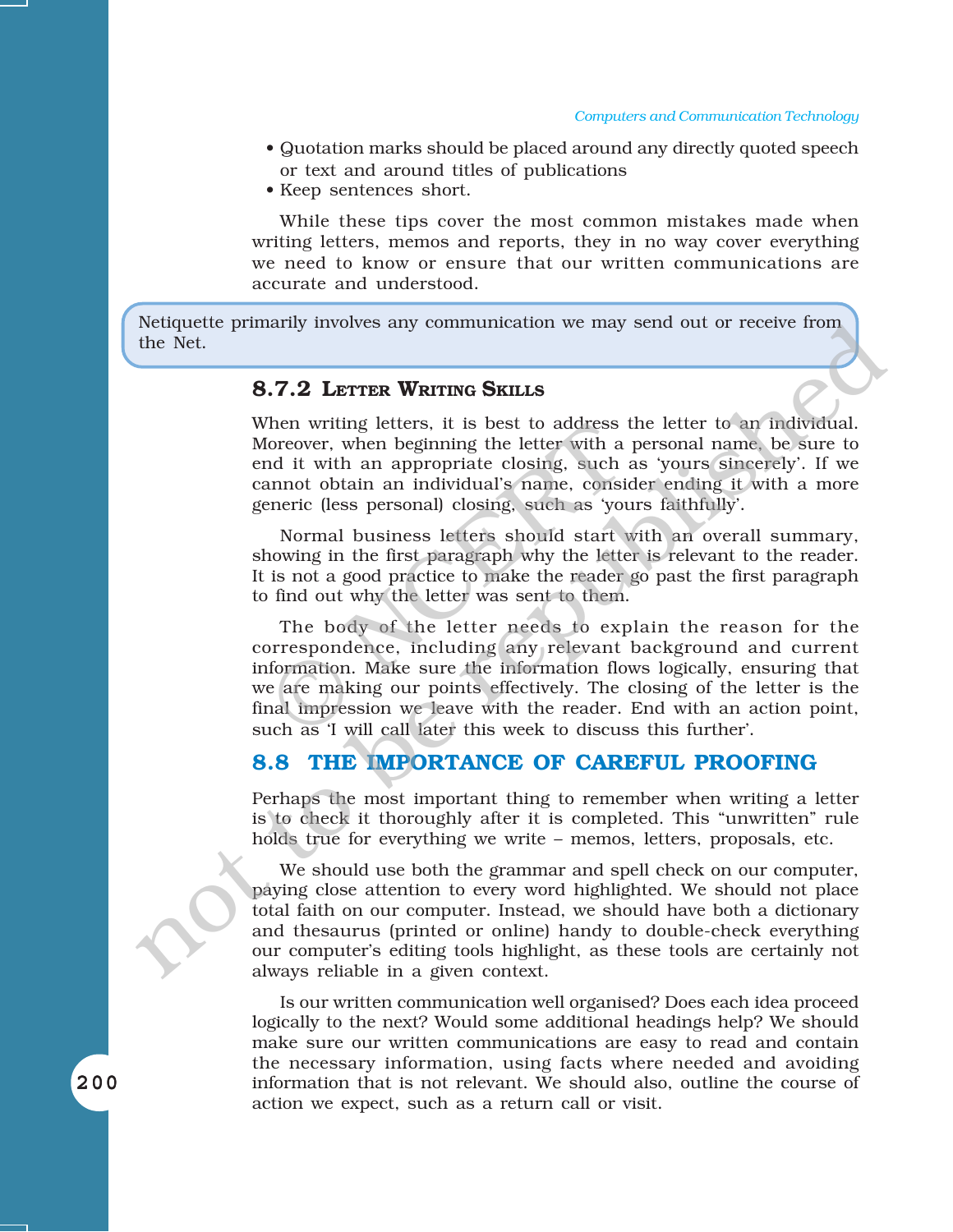- Quotation marks should be placed around any directly quoted speech or text and around titles of publications
- Keep sentences short.

While these tips cover the most common mistakes made when writing letters, memos and reports, they in no way cover everything we need to know or ensure that our written communications are accurate and understood.

> Netiquette primarily involves any communication we may send out or receive from the Net.

### 8.7.2 Letter Writing Skills

When writing letters, it is best to address the letter to an individual. Moreover, when beginning the letter with a personal name, be sure to end it with an appropriate closing, such as 'yours sincerely'. If we cannot obtain an individual's name, consider ending it with a more generic (less personal) closing, such as 'yours faithfully'.

Normal business letters should start with an overall summary, showing in the first paragraph why the letter is relevant to the reader. It is not a good practice to make the reader go past the first paragraph to find out why the letter was sent to them.

The body of the letter needs to explain the reason for the correspondence, including any relevant background and current information. Make sure the information flows logically, ensuring that we are making our points effectively. The closing of the letter is the final impression we leave with the reader. End with an action point, such as 'I will call later this week to discuss this further'.

## 8.8 THE IMPORTANCE OF CAREFUL PROOFING

Perhaps the most important thing to remember when writing a letter is to check it thoroughly after it is completed. This "unwritten" rule holds true for everything we write – memos, letters, proposals, etc.

We should use both the grammar and spell check on our computer, paying close attention to every word highlighted. We should not place total faith on our computer. Instead, we should have both a dictionary and thesaurus (printed or online) handy to double-check everything our computer's editing tools highlight, as these tools are certainly not always reliable in a given context.

Is our written communication well organised? Does each idea proceed logically to the next? Would some additional headings help? We should make sure our written communications are easy to read and contain the necessary information, using facts where needed and avoiding information that is not relevant. We should also, outline the course of action we expect, such as a return call or visit.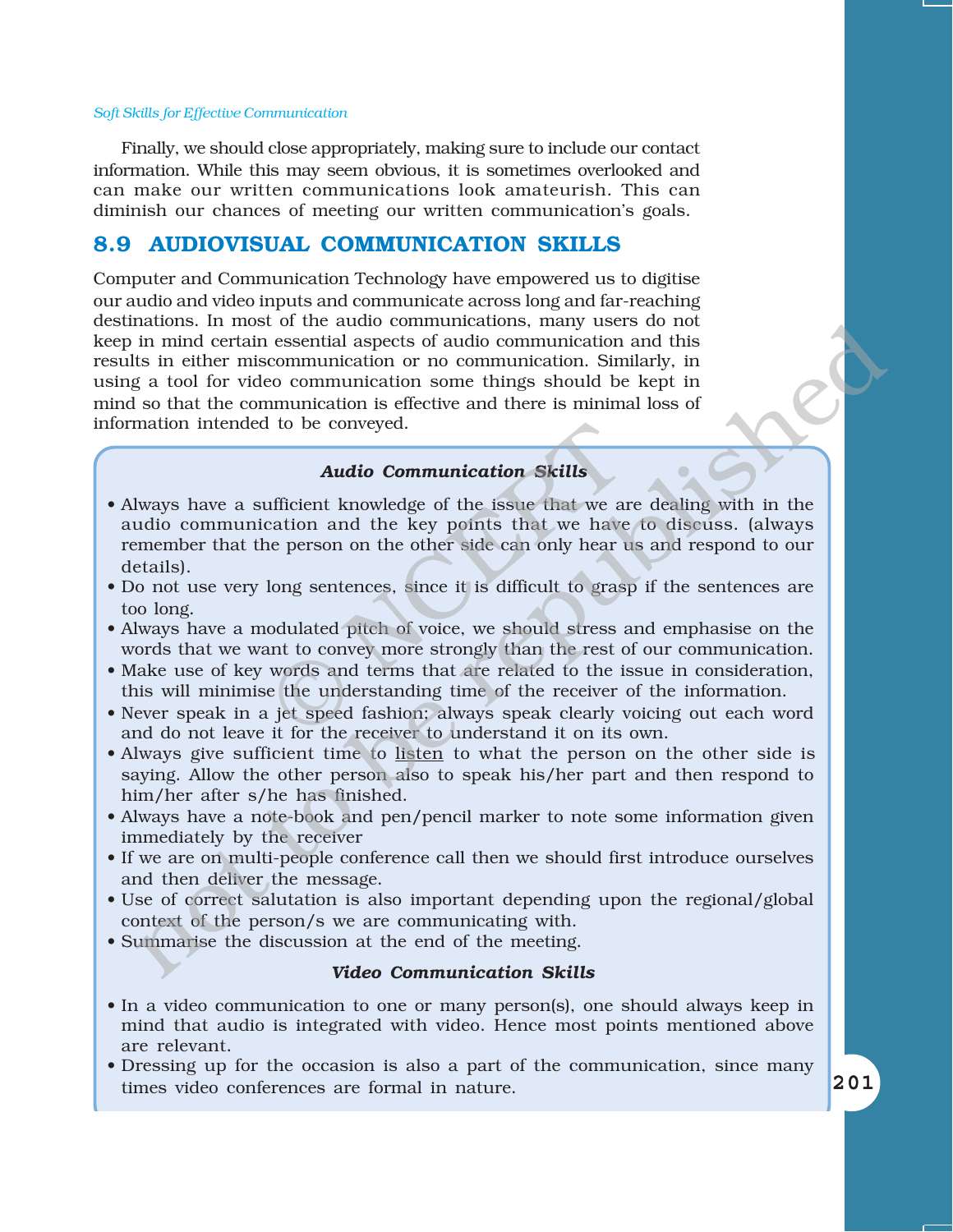Finally, we should close appropriately, making sure to include our contact information. While this may seem obvious, it is sometimes overlooked and can make our written communications look amateurish. This can diminish our chances of meeting our written communication's goals.

## 8.9 AUDIOVISUAL COMMUNICATION SKILLS

Computer and Communication Technology have empowered us to digitise our audio and video inputs and communicate across long and far-reaching destinations. In most of the audio communications, many users do not keep in mind certain essential aspects of audio communication and this results in either miscommunication or no communication. Similarly, in using a tool for video communication some things should be kept in mind so that the communication is effective and there is minimal loss of information intended to be conveyed.

### *Audio Communication Skills*

- Always have a sufficient knowledge of the issue that we are dealing with in the audio communication and the key points that we have to discuss. (always remember that the person on the other side can only hear us and respond to our details).
- Do not use very long sentences, since it is difficult to grasp if the sentences are too long.
- Always have a modulated pitch of voice, we should stress and emphasise on the words that we want to convey more strongly than the rest of our communication.
- Make use of key words and terms that are related to the issue in consideration, this will minimise the understanding time of the receiver of the information.
- Never speak in a jet speed fashion; always speak clearly voicing out each word and do not leave it for the receiver to understand it on its own.
- Always give sufficient time to listen to what the person on the other side is saying. Allow the other person also to speak his/her part and then respond to him/her after s/he has finished.
- Always have a note-book and pen/pencil marker to note some information given immediately by the receiver
- If we are on multi-people conference call then we should first introduce ourselves and then deliver the message.
- Use of correct salutation is also important depending upon the regional/global context of the person/s we are communicating with.
- Summarise the discussion at the end of the meeting.

### *Video Communication Skills*

- In a video communication to one or many person(s), one should always keep in mind that audio is integrated with video. Hence most points mentioned above are relevant.
- Dressing up for the occasion is also a part of the communication, since many times video conferences are formal in nature.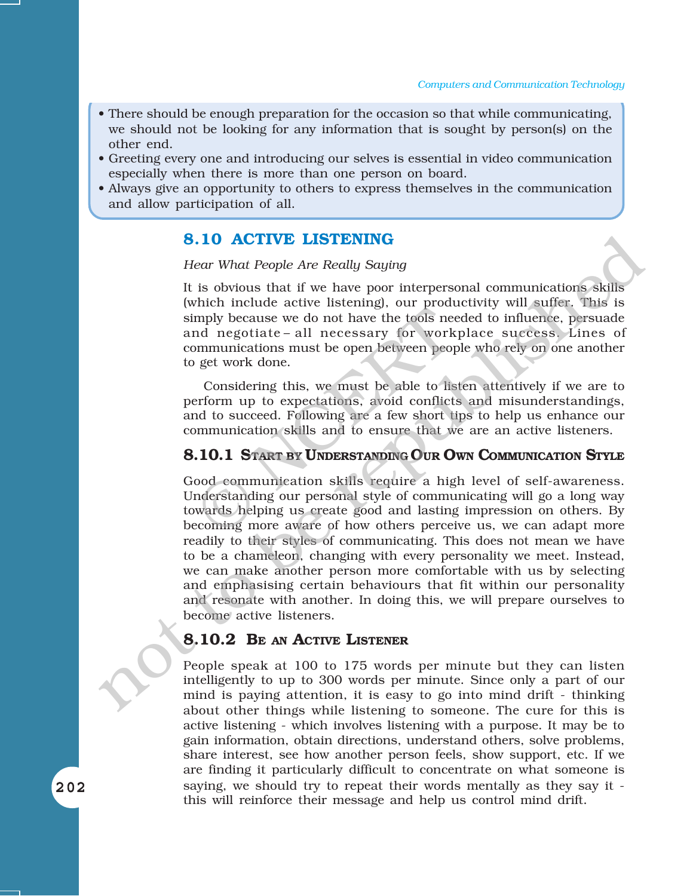- There should be enough preparation for the occasion so that while communicating, we should not be looking for any information that is sought by person(s) on the other end.
- Greeting every one and introducing our selves is essential in video communication especially when there is more than one person on board.
- Always give an opportunity to others to express themselves in the communication and allow participation of all.

## 8.10 ACTIVE LISTENING

*Hear What People Are Really Saying*

It is obvious that if we have poor interpersonal communications skills (which include active listening), our productivity will suffer. This is simply because we do not have the tools needed to influence, persuade and negotiate – all necessary for workplace success. Lines of communications must be open between people who rely on one another to get work done.

Considering this, we must be able to listen attentively if we are to perform up to expectations, avoid conflicts and misunderstandings, and to succeed. Following are a few short tips to help us enhance our communication skills and to ensure that we are an active listeners.

### 8.10.1 Start by Understanding Our Own Communication Style

Good communication skills require a high level of self-awareness. Understanding our personal style of communicating will go a long way towards helping us create good and lasting impression on others. By becoming more aware of how others perceive us, we can adapt more readily to their styles of communicating. This does not mean we have to be a chameleon, changing with every personality we meet. Instead, we can make another person more comfortable with us by selecting and emphasising certain behaviours that fit within our personality and resonate with another. In doing this, we will prepare ourselves to become active listeners.

### 8.10.2 Be an Active Listener

People speak at 100 to 175 words per minute but they can listen intelligently to up to 300 words per minute. Since only a part of our mind is paying attention, it is easy to go into mind drift - thinking about other things while listening to someone. The cure for this is active listening - which involves listening with a purpose. It may be to gain information, obtain directions, understand others, solve problems, share interest, see how another person feels, show support, etc. If we are finding it particularly difficult to concentrate on what someone is saying, we should try to repeat their words mentally as they say it - this will reinforce their message and help us control mind drift.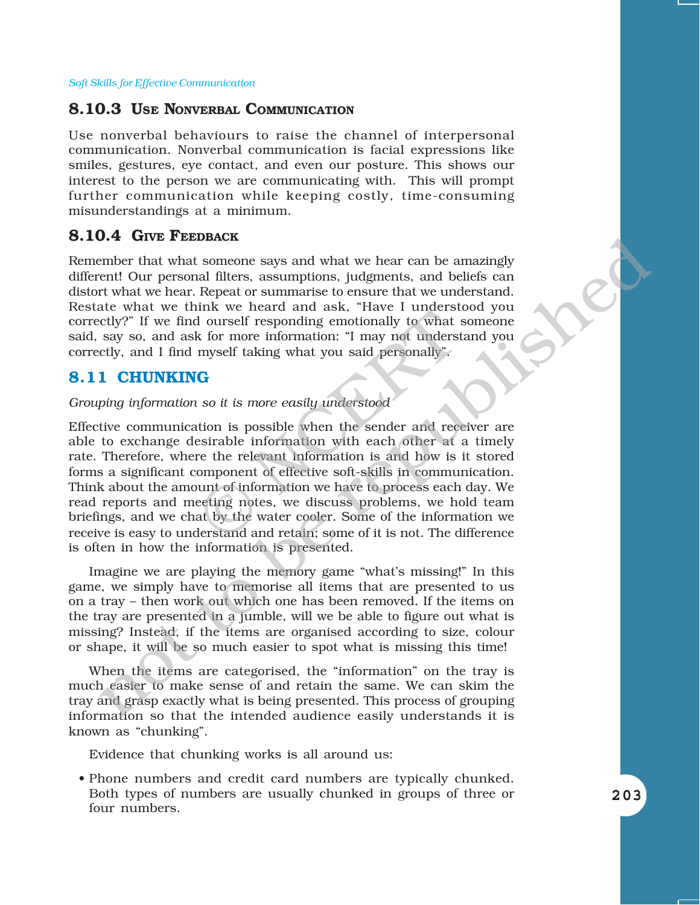### 8.10.3 Use Nonverbal Communication

Use nonverbal behaviours to raise the channel of interpersonal communication. Nonverbal communication is facial expressions like smiles, gestures, eye contact, and even our posture. This shows our interest to the person we are communicating with. This will prompt further communication while keeping costly, time-consuming misunderstandings at a minimum.

### 8.10.4 Give Feedback

Remember that what someone says and what we hear can be amazingly different! Our personal filters, assumptions, judgments, and beliefs can distort what we hear. Repeat or summarise to ensure that we understand. Restate what we think we heard and ask, "Have I understood you correctly?" If we find ourself responding emotionally to what someone said, say so, and ask for more information: "I may not understand you correctly, and I find myself taking what you said personally".

## 8.11 CHUNKING

*Grouping information so it is more easily understood*

Effective communication is possible when the sender and receiver are able to exchange desirable information with each other at a timely rate. Therefore, where the relevant information is and how is it stored forms a significant component of effective soft-skills in communication. Think about the amount of information we have to process each day. We read reports and meeting notes, we discuss problems, we hold team briefings, and we chat by the water cooler. Some of the information we receive is easy to understand and retain; some of it is not. The difference is often in how the information is presented.

Imagine we are playing the memory game "what's missing!" In this game, we simply have to memorise all items that are presented to us on a tray – then work out which one has been removed. If the items on the tray are presented in a jumble, will we be able to figure out what is missing? Instead, if the items are organised according to size, colour or shape, it will be so much easier to spot what is missing this time!

When the items are categorised, the "information" on the tray is much easier to make sense of and retain the same. We can skim the tray and grasp exactly what is being presented. This process of grouping information so that the intended audience easily understands it is known as "chunking".

Evidence that chunking works is all around us:

- Phone numbers and credit card numbers are typically chunked. Both types of numbers are usually chunked in groups of three or four numbers.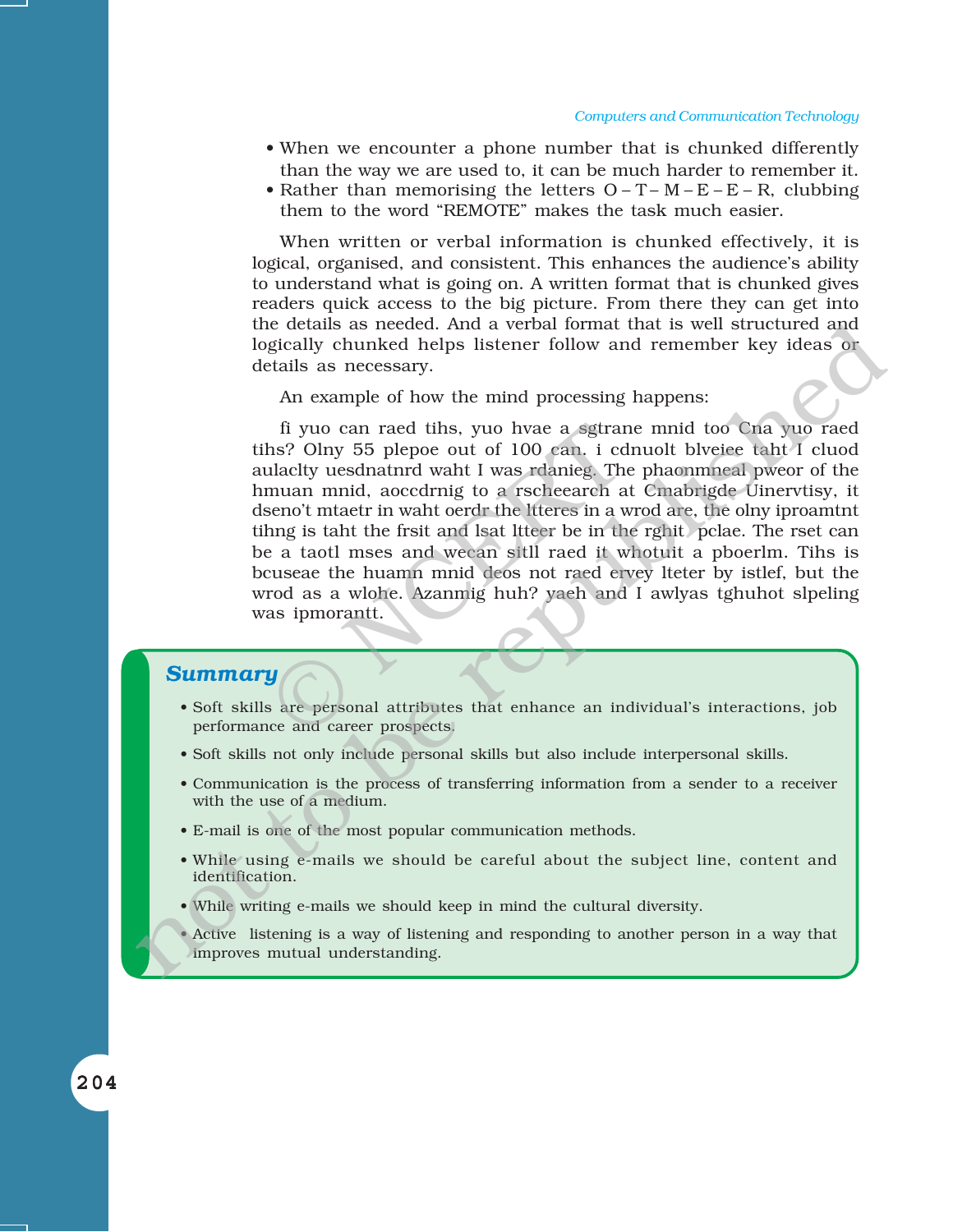- When we encounter a phone number that is chunked differently than the way we are used to, it can be much harder to remember it.
- Rather than memorising the letters O – T – M – E – E – R, clubbing them to the word "REMOTE" makes the task much easier.

When written or verbal information is chunked effectively, it is logical, organised, and consistent. This enhances the audience's ability to understand what is going on. A written format that is chunked gives readers quick access to the big picture. From there they can get into the details as needed. And a verbal format that is well structured and logically chunked helps listener follow and remember key ideas or details as necessary.

An example of how the mind processing happens:

fi yuo can raed tihs, yuo hvae a sgtrane mnid too Cna yuo raed tihs? Olny 55 plepoe out of 100 can. i cdnuolt blveiee taht I cluod aulaclty uesdnatnrd waht I was rdanieg. The phaonmneal pweor of the hmuan mnid, aoccdrnig to a rscheearch at Cmabrigde Uinervtisy, it dseno't mtaetr in waht oerdr the ltteres in a wrod are, the olny iproamtnt tihng is taht the frsit and lsat ltteer be in the rghit pclae. The rset can be a taotl mses and wecan sitll raed it whotuit a pboerlm. Tihs is bcuseae the huamn mnid deos not raed ervey lteter by istlef, but the wrod as a wlohe. Azanmig huh? yaeh and I awlyas tghuhot slpeling was ipmorantt.

## Summary

- Soft skills are personal attributes that enhance an individual's interactions, job performance and career prospects.
- Soft skills not only include personal skills but also include interpersonal skills.
- Communication is the process of transferring information from a sender to a receiver with the use of a medium.
- E-mail is one of the most popular communication methods.
- While using e-mails we should be careful about the subject line, content and identification.
- While writing e-mails we should keep in mind the cultural diversity.
- Active listening is a way of listening and responding to another person in a way that improves mutual understanding.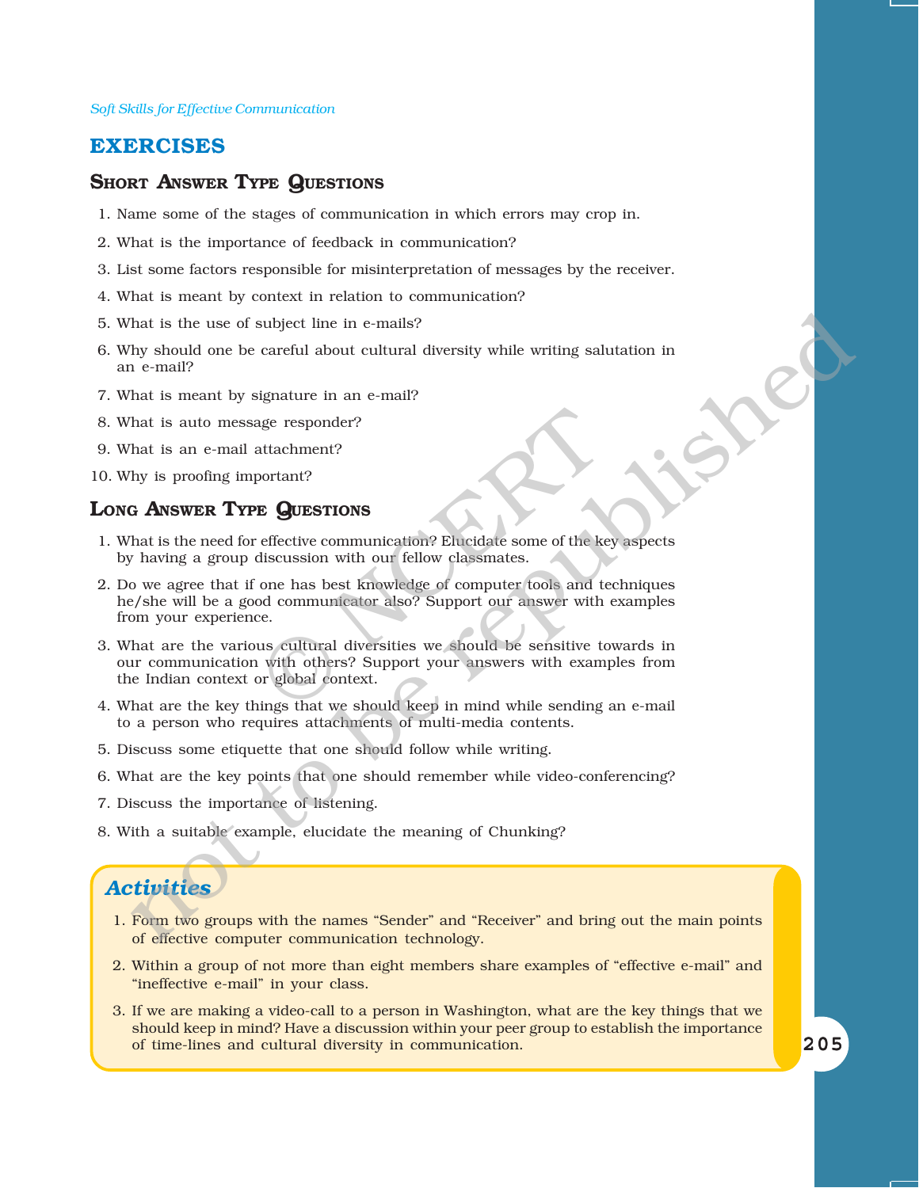## EXERCISES

### Short Answer Type Questions

1. Name some of the stages of communication in which errors may crop in.
2. What is the importance of feedback in communication?
3. List some factors responsible for misinterpretation of messages by the receiver.
4. What is meant by context in relation to communication?
5. What is the use of subject line in e-mails?
6. Why should one be careful about cultural diversity while writing salutation in an e-mail?
7. What is meant by signature in an e-mail?
8. What is auto message responder?
9. What is an e-mail attachment?
10. Why is proofing important?

### Long Answer Type Questions

1. What is the need for effective communication? Elucidate some of the key aspects by having a group discussion with our fellow classmates.
2. Do we agree that if one has best knowledge of computer tools and techniques he/she will be a good communicator also? Support our answer with examples from your experience.
3. What are the various cultural diversities we should be sensitive towards in our communication with others? Support your answers with examples from the Indian context or global context.
4. What are the key things that we should keep in mind while sending an e-mail to a person who requires attachments of multi-media contents.
5. Discuss some etiquette that one should follow while writing.
6. What are the key points that one should remember while video-conferencing?
7. Discuss the importance of listening.
8. With a suitable example, elucidate the meaning of Chunking?

### *Activities*

1. Form two groups with the names "Sender" and "Receiver" and bring out the main points of effective computer communication technology.
2. Within a group of not more than eight members share examples of "effective e-mail" and "ineffective e-mail" in your class.
3. If we are making a video-call to a person in Washington, what are the key things that we should keep in mind? Have a discussion within your peer group to establish the importance of time-lines and cultural diversity in communication.